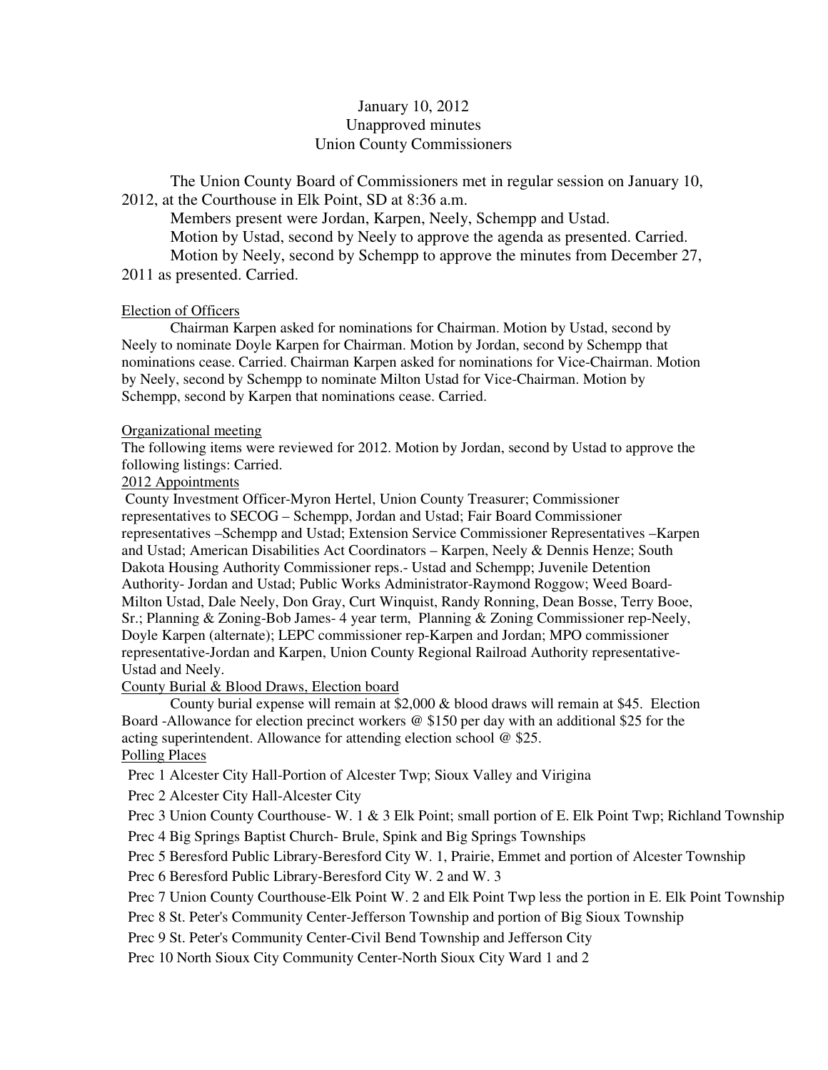January 10, 2012
Unapproved minutes
Union County Commissioners

The Union County Board of Commissioners met in regular session on January 10, 2012, at the Courthouse in Elk Point, SD at 8:36 a.m.

Members present were Jordan, Karpen, Neely, Schempp and Ustad.

Motion by Ustad, second by Neely to approve the agenda as presented. Carried.

Motion by Neely, second by Schempp to approve the minutes from December 27, 2011 as presented. Carried.

Election of Officers

Chairman Karpen asked for nominations for Chairman. Motion by Ustad, second by Neely to nominate Doyle Karpen for Chairman. Motion by Jordan, second by Schempp that nominations cease. Carried. Chairman Karpen asked for nominations for Vice-Chairman. Motion by Neely, second by Schempp to nominate Milton Ustad for Vice-Chairman. Motion by Schempp, second by Karpen that nominations cease. Carried.

Organizational meeting

The following items were reviewed for 2012. Motion by Jordan, second by Ustad to approve the following listings: Carried.

2012 Appointments

County Investment Officer-Myron Hertel, Union County Treasurer; Commissioner representatives to SECOG – Schempp, Jordan and Ustad; Fair Board Commissioner representatives –Schempp and Ustad; Extension Service Commissioner Representatives –Karpen and Ustad; American Disabilities Act Coordinators – Karpen, Neely & Dennis Henze; South Dakota Housing Authority Commissioner reps.- Ustad and Schempp; Juvenile Detention Authority- Jordan and Ustad; Public Works Administrator-Raymond Roggow; Weed Board-Milton Ustad, Dale Neely, Don Gray, Curt Winquist, Randy Ronning, Dean Bosse, Terry Booe, Sr.; Planning & Zoning-Bob James- 4 year term, Planning & Zoning Commissioner rep-Neely, Doyle Karpen (alternate); LEPC commissioner rep-Karpen and Jordan; MPO commissioner representative-Jordan and Karpen, Union County Regional Railroad Authority representative-Ustad and Neely.

County Burial & Blood Draws, Election board

County burial expense will remain at $2,000 & blood draws will remain at $45. Election Board -Allowance for election precinct workers @ $150 per day with an additional $25 for the acting superintendent. Allowance for attending election school @ $25.

Polling Places

Prec 1 Alcester City Hall-Portion of Alcester Twp; Sioux Valley and Virigina

Prec 2 Alcester City Hall-Alcester City

Prec 3 Union County Courthouse- W. 1 & 3 Elk Point; small portion of E. Elk Point Twp; Richland Township

Prec 4 Big Springs Baptist Church- Brule, Spink and Big Springs Townships

Prec 5 Beresford Public Library-Beresford City W. 1, Prairie, Emmet and portion of Alcester Township

Prec 6 Beresford Public Library-Beresford City W. 2 and W. 3

Prec 7 Union County Courthouse-Elk Point W. 2 and Elk Point Twp less the portion in E. Elk Point Township

Prec 8 St. Peter's Community Center-Jefferson Township and portion of Big Sioux Township

Prec 9 St. Peter's Community Center-Civil Bend Township and Jefferson City

Prec 10 North Sioux City Community Center-North Sioux City Ward 1 and 2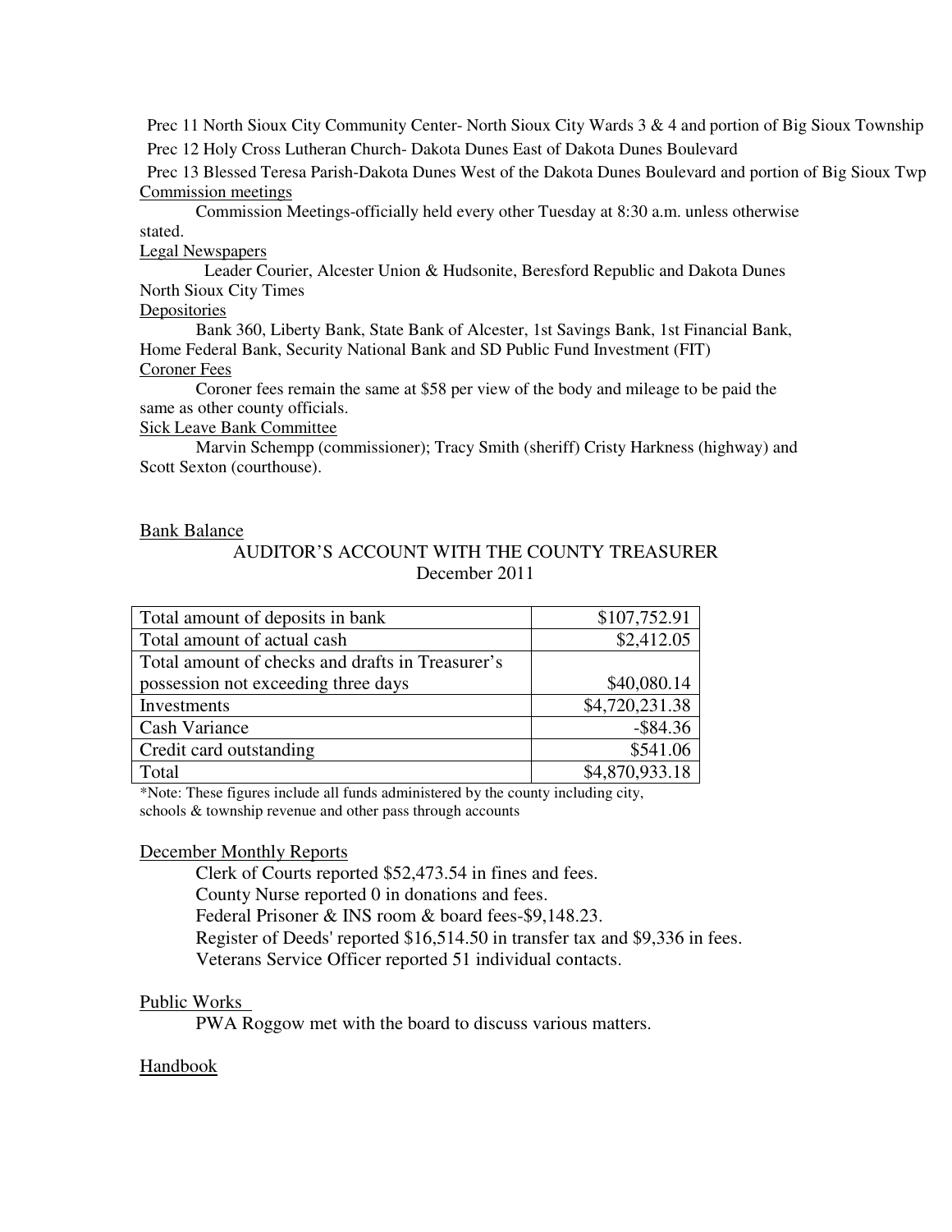Prec 11 North Sioux City Community Center- North Sioux City Wards 3 & 4 and portion of Big Sioux Township

Prec 12 Holy Cross Lutheran Church- Dakota Dunes East of Dakota Dunes Boulevard

Prec 13 Blessed Teresa Parish-Dakota Dunes West of the Dakota Dunes Boulevard and portion of Big Sioux Twp

Commission meetings

Commission Meetings-officially held every other Tuesday at 8:30 a.m. unless otherwise stated.

Legal Newspapers

Leader Courier, Alcester Union & Hudsonite, Beresford Republic and Dakota Dunes North Sioux City Times

Depositories

Bank 360, Liberty Bank, State Bank of Alcester, 1st Savings Bank, 1st Financial Bank, Home Federal Bank, Security National Bank and SD Public Fund Investment (FIT)

Coroner Fees

Coroner fees remain the same at $58 per view of the body and mileage to be paid the same as other county officials.

Sick Leave Bank Committee

Marvin Schempp (commissioner); Tracy Smith (sheriff) Cristy Harkness (highway) and Scott Sexton (courthouse).

Bank Balance

AUDITOR'S ACCOUNT WITH THE COUNTY TREASURER
December 2011

| | |
|---|---|
| Total amount of deposits in bank | $107,752.91 |
| Total amount of actual cash | $2,412.05 |
| Total amount of checks and drafts in Treasurer's possession not exceeding three days | $40,080.14 |
| Investments | $4,720,231.38 |
| Cash Variance | -$84.36 |
| Credit card outstanding | $541.06 |
| Total | $4,870,933.18 |

*Note: These figures include all funds administered by the county including city, schools & township revenue and other pass through accounts

December Monthly Reports

Clerk of Courts reported $52,473.54 in fines and fees.
County Nurse reported 0 in donations and fees.
Federal Prisoner & INS room & board fees-$9,148.23.
Register of Deeds' reported $16,514.50 in transfer tax and $9,336 in fees.
Veterans Service Officer reported 51 individual contacts.

Public Works

PWA Roggow met with the board to discuss various matters.

Handbook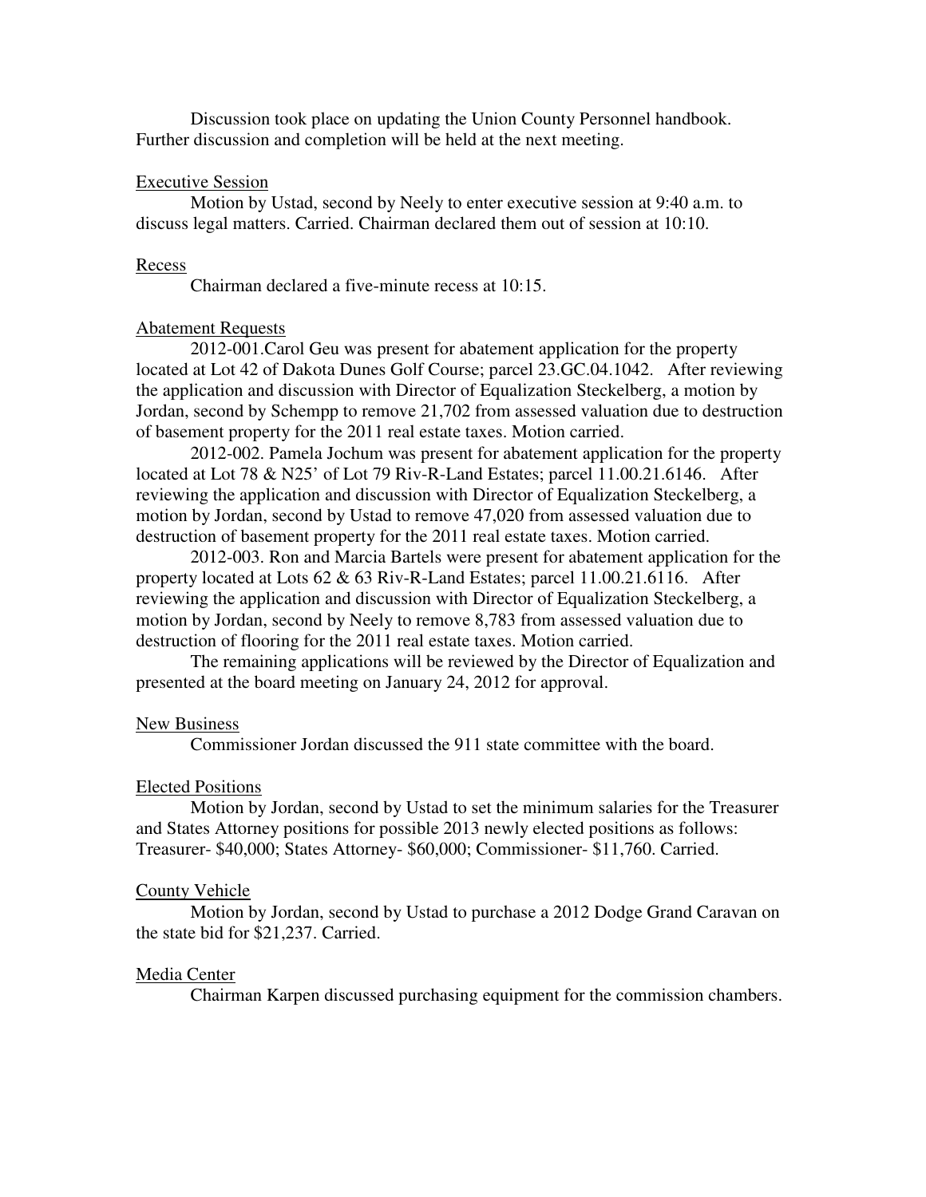Discussion took place on updating the Union County Personnel handbook. Further discussion and completion will be held at the next meeting.

Executive Session

Motion by Ustad, second by Neely to enter executive session at 9:40 a.m. to discuss legal matters. Carried. Chairman declared them out of session at 10:10.

Recess

Chairman declared a five-minute recess at 10:15.

Abatement Requests

2012-001.Carol Geu was present for abatement application for the property located at Lot 42 of Dakota Dunes Golf Course; parcel 23.GC.04.1042. After reviewing the application and discussion with Director of Equalization Steckelberg, a motion by Jordan, second by Schempp to remove 21,702 from assessed valuation due to destruction of basement property for the 2011 real estate taxes. Motion carried.

2012-002. Pamela Jochum was present for abatement application for the property located at Lot 78 & N25' of Lot 79 Riv-R-Land Estates; parcel 11.00.21.6146. After reviewing the application and discussion with Director of Equalization Steckelberg, a motion by Jordan, second by Ustad to remove 47,020 from assessed valuation due to destruction of basement property for the 2011 real estate taxes. Motion carried.

2012-003. Ron and Marcia Bartels were present for abatement application for the property located at Lots 62 & 63 Riv-R-Land Estates; parcel 11.00.21.6116. After reviewing the application and discussion with Director of Equalization Steckelberg, a motion by Jordan, second by Neely to remove 8,783 from assessed valuation due to destruction of flooring for the 2011 real estate taxes. Motion carried.

The remaining applications will be reviewed by the Director of Equalization and presented at the board meeting on January 24, 2012 for approval.

New Business

Commissioner Jordan discussed the 911 state committee with the board.

Elected Positions

Motion by Jordan, second by Ustad to set the minimum salaries for the Treasurer and States Attorney positions for possible 2013 newly elected positions as follows: Treasurer- $40,000; States Attorney- $60,000; Commissioner- $11,760. Carried.

County Vehicle

Motion by Jordan, second by Ustad to purchase a 2012 Dodge Grand Caravan on the state bid for $21,237. Carried.

Media Center

Chairman Karpen discussed purchasing equipment for the commission chambers.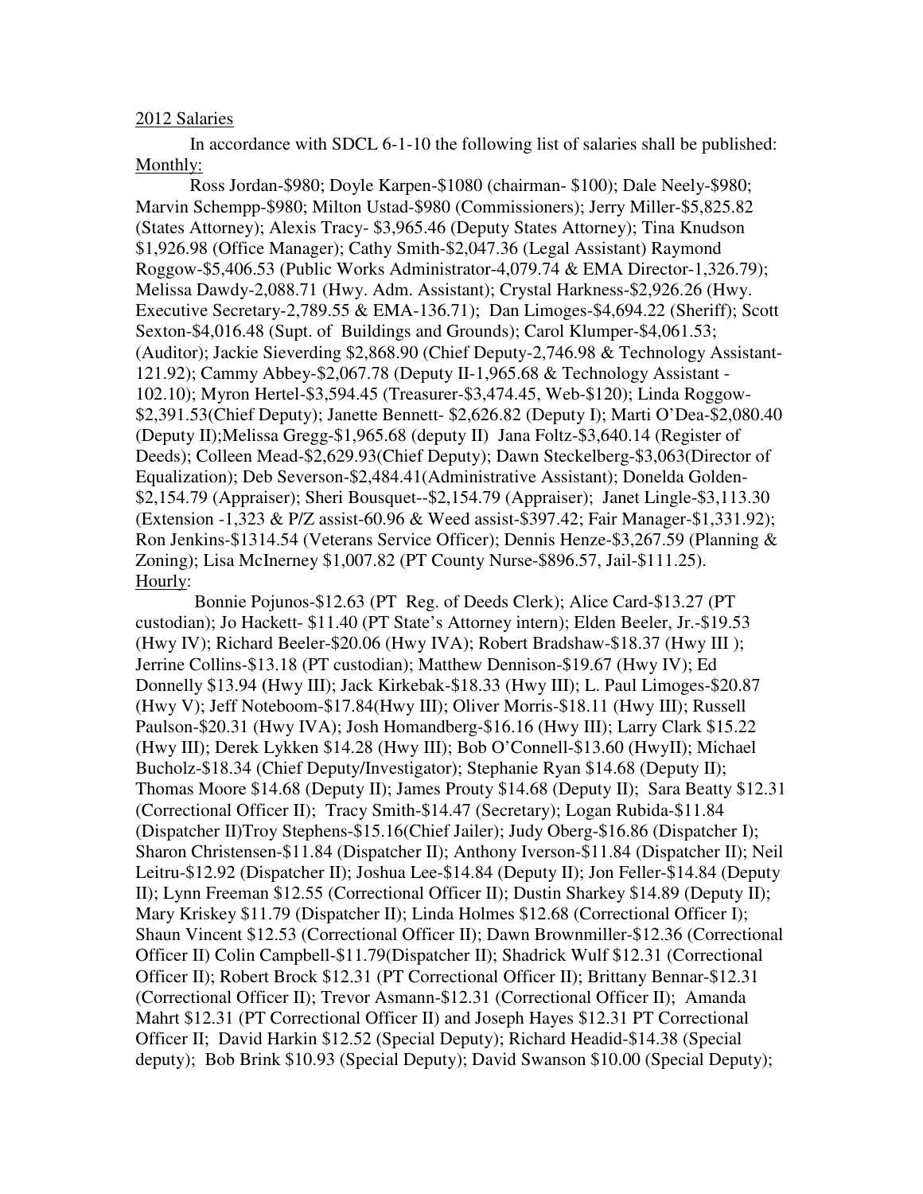2012 Salaries

In accordance with SDCL 6-1-10 the following list of salaries shall be published:

Monthly:

Ross Jordan-$980; Doyle Karpen-$1080 (chairman- $100); Dale Neely-$980; Marvin Schempp-$980; Milton Ustad-$980 (Commissioners); Jerry Miller-$5,825.82 (States Attorney); Alexis Tracy- $3,965.46 (Deputy States Attorney); Tina Knudson $1,926.98 (Office Manager); Cathy Smith-$2,047.36 (Legal Assistant) Raymond Roggow-$5,406.53 (Public Works Administrator-4,079.74 & EMA Director-1,326.79); Melissa Dawdy-2,088.71 (Hwy. Adm. Assistant); Crystal Harkness-$2,926.26 (Hwy. Executive Secretary-2,789.55 & EMA-136.71); Dan Limoges-$4,694.22 (Sheriff); Scott Sexton-$4,016.48 (Supt. of Buildings and Grounds); Carol Klumper-$4,061.53; (Auditor); Jackie Sieverding $2,868.90 (Chief Deputy-2,746.98 & Technology Assistant-121.92); Cammy Abbey-$2,067.78 (Deputy II-1,965.68 & Technology Assistant -102.10); Myron Hertel-$3,594.45 (Treasurer-$3,474.45, Web-$120); Linda Roggow-$2,391.53(Chief Deputy); Janette Bennett- $2,626.82 (Deputy I); Marti O'Dea-$2,080.40 (Deputy II);Melissa Gregg-$1,965.68 (deputy II) Jana Foltz-$3,640.14 (Register of Deeds); Colleen Mead-$2,629.93(Chief Deputy); Dawn Steckelberg-$3,063(Director of Equalization); Deb Severson-$2,484.41(Administrative Assistant); Donelda Golden-$2,154.79 (Appraiser); Sheri Bousquet--$2,154.79 (Appraiser); Janet Lingle-$3,113.30 (Extension -1,323 & P/Z assist-60.96 & Weed assist-$397.42; Fair Manager-$1,331.92); Ron Jenkins-$1314.54 (Veterans Service Officer); Dennis Henze-$3,267.59 (Planning & Zoning); Lisa McInerney $1,007.82 (PT County Nurse-$896.57, Jail-$111.25).

Hourly:

Bonnie Pojunos-$12.63 (PT Reg. of Deeds Clerk); Alice Card-$13.27 (PT custodian); Jo Hackett- $11.40 (PT State's Attorney intern); Elden Beeler, Jr.-$19.53 (Hwy IV); Richard Beeler-$20.06 (Hwy IVA); Robert Bradshaw-$18.37 (Hwy III ); Jerrine Collins-$13.18 (PT custodian); Matthew Dennison-$19.67 (Hwy IV); Ed Donnelly $13.94 (Hwy III); Jack Kirkebak-$18.33 (Hwy III); L. Paul Limoges-$20.87 (Hwy V); Jeff Noteboom-$17.84(Hwy III); Oliver Morris-$18.11 (Hwy III); Russell Paulson-$20.31 (Hwy IVA); Josh Homandberg-$16.16 (Hwy III); Larry Clark $15.22 (Hwy III); Derek Lykken $14.28 (Hwy III); Bob O'Connell-$13.60 (HwyII); Michael Bucholz-$18.34 (Chief Deputy/Investigator); Stephanie Ryan $14.68 (Deputy II); Thomas Moore $14.68 (Deputy II); James Prouty $14.68 (Deputy II); Sara Beatty $12.31 (Correctional Officer II); Tracy Smith-$14.47 (Secretary); Logan Rubida-$11.84 (Dispatcher II)Troy Stephens-$15.16(Chief Jailer); Judy Oberg-$16.86 (Dispatcher I); Sharon Christensen-$11.84 (Dispatcher II); Anthony Iverson-$11.84 (Dispatcher II); Neil Leitru-$12.92 (Dispatcher II); Joshua Lee-$14.84 (Deputy II); Jon Feller-$14.84 (Deputy II); Lynn Freeman $12.55 (Correctional Officer II); Dustin Sharkey $14.89 (Deputy II); Mary Kriskey $11.79 (Dispatcher II); Linda Holmes $12.68 (Correctional Officer I); Shaun Vincent $12.53 (Correctional Officer II); Dawn Brownmiller-$12.36 (Correctional Officer II) Colin Campbell-$11.79(Dispatcher II); Shadrick Wulf $12.31 (Correctional Officer II); Robert Brock $12.31 (PT Correctional Officer II); Brittany Bennar-$12.31 (Correctional Officer II); Trevor Asmann-$12.31 (Correctional Officer II); Amanda Mahrt $12.31 (PT Correctional Officer II) and Joseph Hayes $12.31 PT Correctional Officer II; David Harkin $12.52 (Special Deputy); Richard Headid-$14.38 (Special deputy); Bob Brink $10.93 (Special Deputy); David Swanson $10.00 (Special Deputy);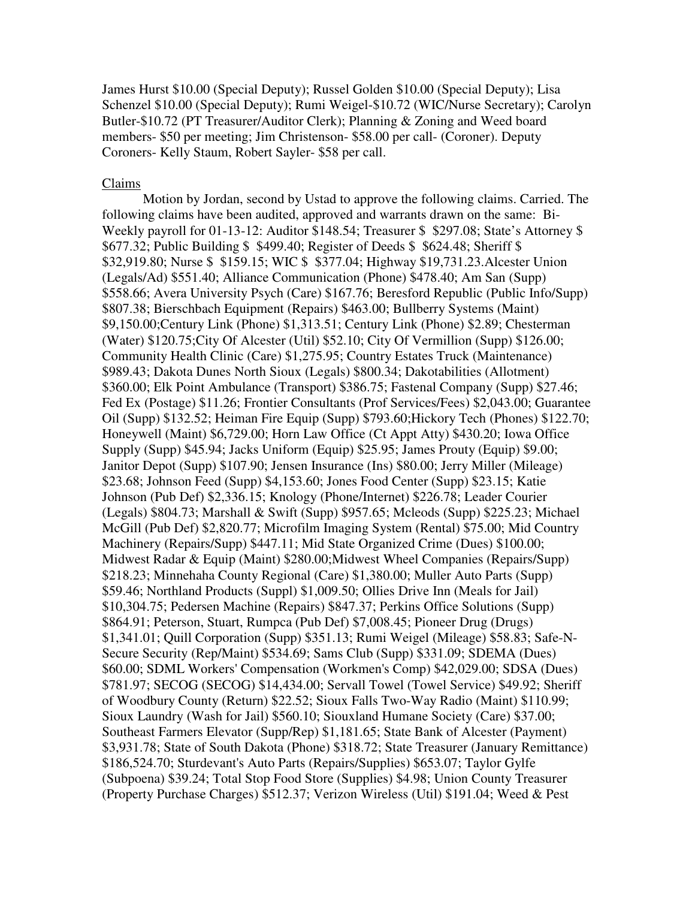James Hurst $10.00 (Special Deputy); Russel Golden $10.00 (Special Deputy); Lisa Schenzel $10.00 (Special Deputy); Rumi Weigel-$10.72 (WIC/Nurse Secretary); Carolyn Butler-$10.72 (PT Treasurer/Auditor Clerk); Planning & Zoning and Weed board members- $50 per meeting; Jim Christenson- $58.00 per call- (Coroner). Deputy Coroners- Kelly Staum, Robert Sayler- $58 per call.

Claims

Motion by Jordan, second by Ustad to approve the following claims. Carried. The following claims have been audited, approved and warrants drawn on the same: Bi-Weekly payroll for 01-13-12: Auditor $148.54; Treasurer $ $297.08; State's Attorney $ $677.32; Public Building $ $499.40; Register of Deeds $ $624.48; Sheriff $ $32,919.80; Nurse $ $159.15; WIC $ $377.04; Highway $19,731.23.Alcester Union (Legals/Ad) $551.40; Alliance Communication (Phone) $478.40; Am San (Supp) $558.66; Avera University Psych (Care) $167.76; Beresford Republic (Public Info/Supp) $807.38; Bierschbach Equipment (Repairs) $463.00; Bullberry Systems (Maint) $9,150.00;Century Link (Phone) $1,313.51; Century Link (Phone) $2.89; Chesterman (Water) $120.75;City Of Alcester (Util) $52.10; City Of Vermillion (Supp) $126.00; Community Health Clinic (Care) $1,275.95; Country Estates Truck (Maintenance) $989.43; Dakota Dunes North Sioux (Legals) $800.34; Dakotabilities (Allotment) $360.00; Elk Point Ambulance (Transport) $386.75; Fastenal Company (Supp) $27.46; Fed Ex (Postage) $11.26; Frontier Consultants (Prof Services/Fees) $2,043.00; Guarantee Oil (Supp) $132.52; Heiman Fire Equip (Supp) $793.60;Hickory Tech (Phones) $122.70; Honeywell (Maint) $6,729.00; Horn Law Office (Ct Appt Atty) $430.20; Iowa Office Supply (Supp) $45.94; Jacks Uniform (Equip) $25.95; James Prouty (Equip) $9.00; Janitor Depot (Supp) $107.90; Jensen Insurance (Ins) $80.00; Jerry Miller (Mileage) $23.68; Johnson Feed (Supp) $4,153.60; Jones Food Center (Supp) $23.15; Katie Johnson (Pub Def) $2,336.15; Knology (Phone/Internet) $226.78; Leader Courier (Legals) $804.73; Marshall & Swift (Supp) $957.65; Mcleods (Supp) $225.23; Michael McGill (Pub Def) $2,820.77; Microfilm Imaging System (Rental) $75.00; Mid Country Machinery (Repairs/Supp) $447.11; Mid State Organized Crime (Dues) $100.00; Midwest Radar & Equip (Maint) $280.00;Midwest Wheel Companies (Repairs/Supp) $218.23; Minnehaha County Regional (Care) $1,380.00; Muller Auto Parts (Supp) $59.46; Northland Products (Suppl) $1,009.50; Ollies Drive Inn (Meals for Jail) $10,304.75; Pedersen Machine (Repairs) $847.37; Perkins Office Solutions (Supp) $864.91; Peterson, Stuart, Rumpca (Pub Def) $7,008.45; Pioneer Drug (Drugs) $1,341.01; Quill Corporation (Supp) $351.13; Rumi Weigel (Mileage) $58.83; Safe-N-Secure Security (Rep/Maint) $534.69; Sams Club (Supp) $331.09; SDEMA (Dues) $60.00; SDML Workers' Compensation (Workmen's Comp) $42,029.00; SDSA (Dues) $781.97; SECOG (SECOG) $14,434.00; Servall Towel (Towel Service) $49.92; Sheriff of Woodbury County (Return) $22.52; Sioux Falls Two-Way Radio (Maint) $110.99; Sioux Laundry (Wash for Jail) $560.10; Siouxland Humane Society (Care) $37.00; Southeast Farmers Elevator (Supp/Rep) $1,181.65; State Bank of Alcester (Payment) $3,931.78; State of South Dakota (Phone) $318.72; State Treasurer (January Remittance) $186,524.70; Sturdevant's Auto Parts (Repairs/Supplies) $653.07; Taylor Gylfe (Subpoena) $39.24; Total Stop Food Store (Supplies) $4.98; Union County Treasurer (Property Purchase Charges) $512.37; Verizon Wireless (Util) $191.04; Weed & Pest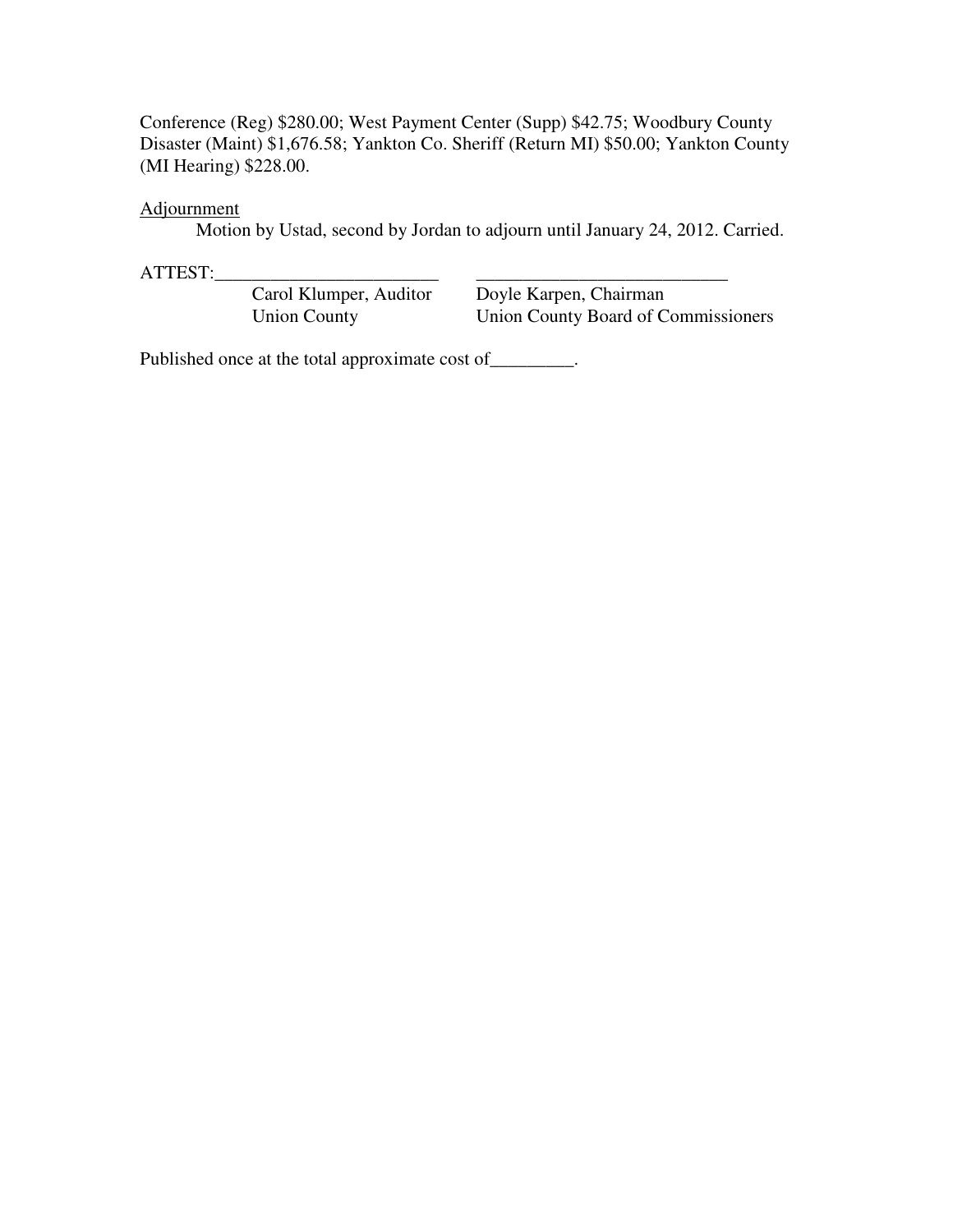Conference (Reg) $280.00; West Payment Center (Supp) $42.75; Woodbury County Disaster (Maint) $1,676.58; Yankton Co. Sheriff (Return MI) $50.00; Yankton County (MI Hearing) $228.00.

<u>Adjournment</u>

Motion by Ustad, second by Jordan to adjourn until January 24, 2012. Carried.

| | |
|---|---|
| ATTEST:________________________ | ___________________________ |
| Carol Klumper, Auditor | Doyle Karpen, Chairman |
| Union County | Union County Board of Commissioners |

Published once at the total approximate cost of_________.